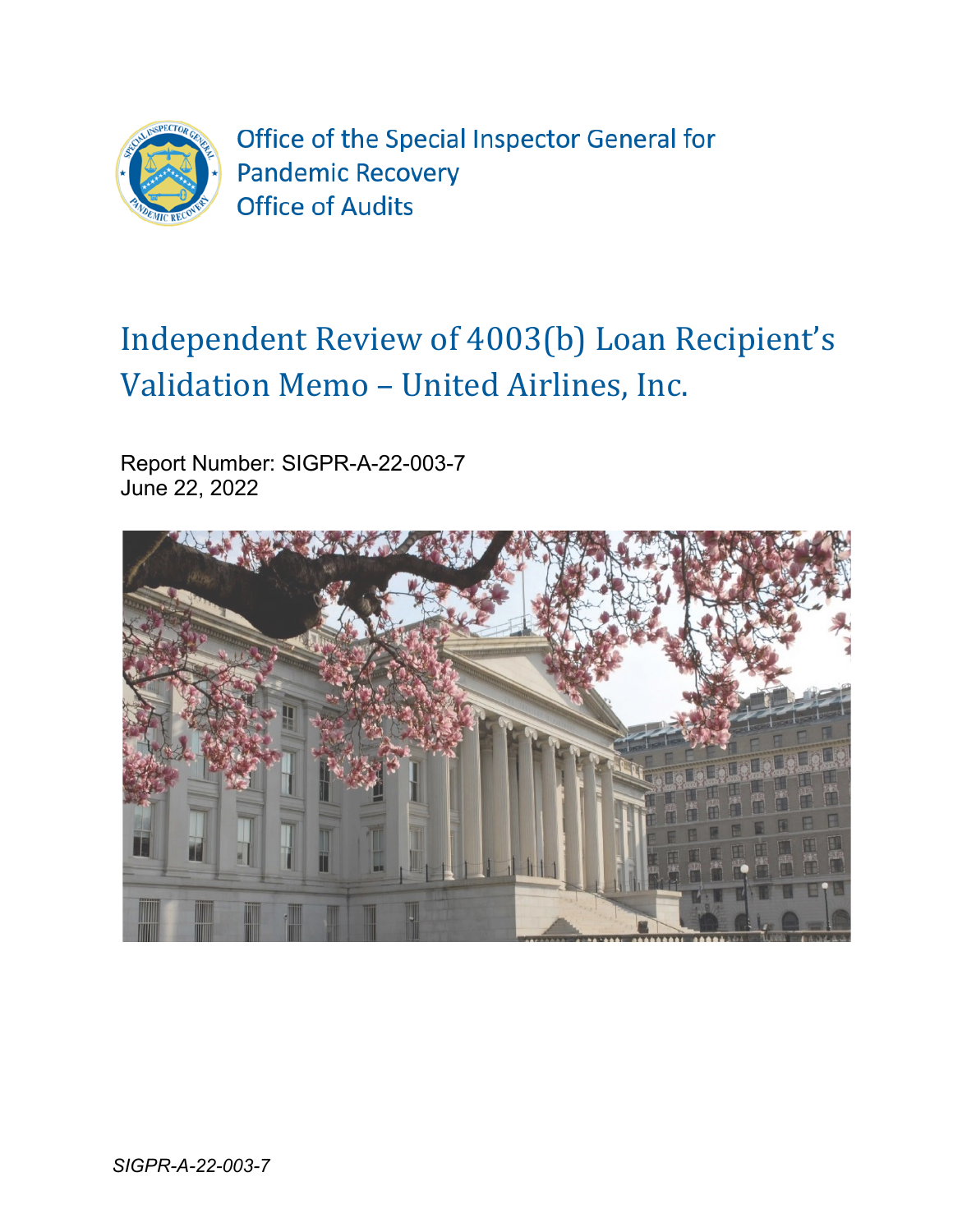Office of the Special Inspector General for Pandemic Recovery
Office of Audits

# Independent Review of 4003(b) Loan Recipient's Validation Memo – United Airlines, Inc.

Report Number: SIGPR-A-22-003-7
June 22, 2022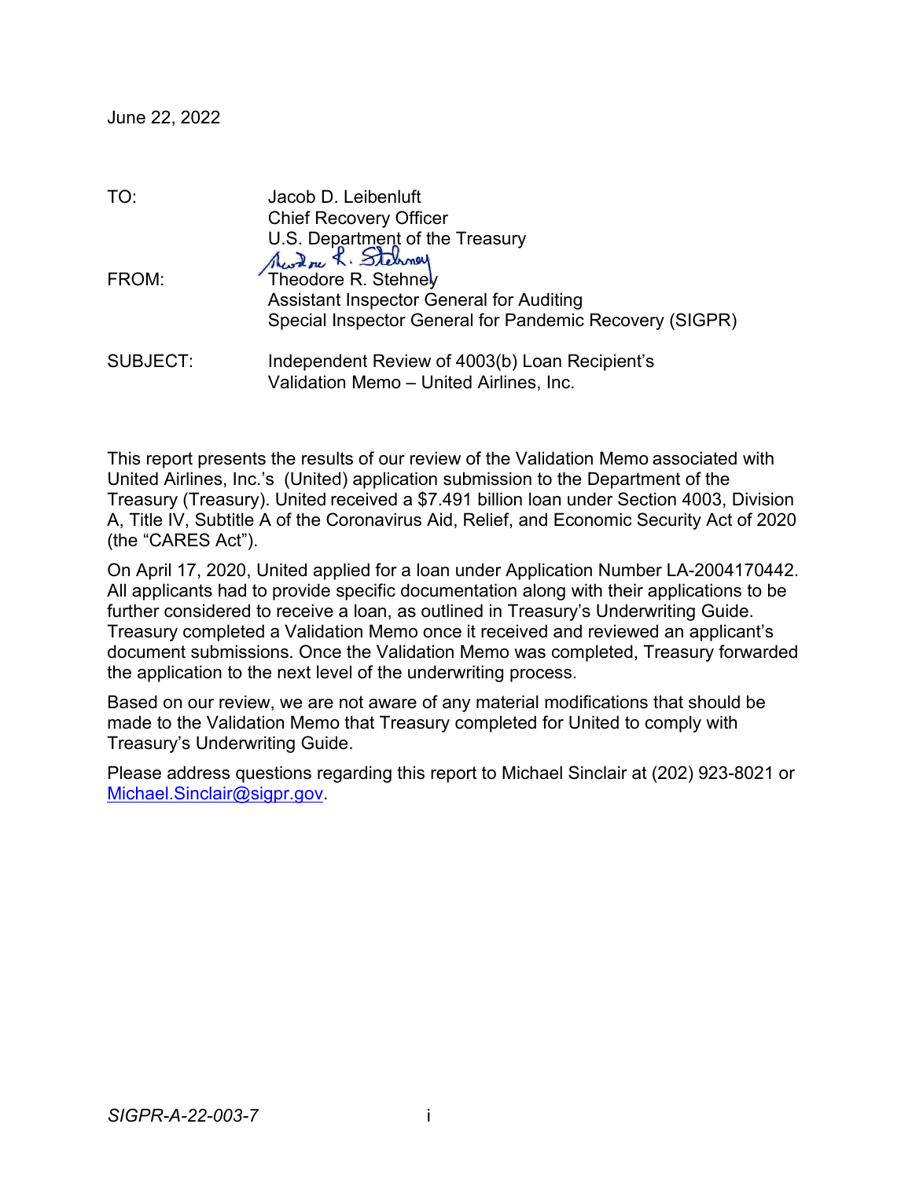June 22, 2022

| | |
|---|---|
| TO: | Jacob D. Leibenluft<br>Chief Recovery Officer<br>U.S. Department of the Treasury |
| FROM: | Theodore R. Stehney<br>Assistant Inspector General for Auditing<br>Special Inspector General for Pandemic Recovery (SIGPR) |
| SUBJECT: | Independent Review of 4003(b) Loan Recipient's Validation Memo – United Airlines, Inc. |

This report presents the results of our review of the Validation Memo associated with United Airlines, Inc.'s (United) application submission to the Department of the Treasury (Treasury). United received a $7.491 billion loan under Section 4003, Division A, Title IV, Subtitle A of the Coronavirus Aid, Relief, and Economic Security Act of 2020 (the "CARES Act").

On April 17, 2020, United applied for a loan under Application Number LA-2004170442. All applicants had to provide specific documentation along with their applications to be further considered to receive a loan, as outlined in Treasury's Underwriting Guide. Treasury completed a Validation Memo once it received and reviewed an applicant's document submissions. Once the Validation Memo was completed, Treasury forwarded the application to the next level of the underwriting process.

Based on our review, we are not aware of any material modifications that should be made to the Validation Memo that Treasury completed for United to comply with Treasury's Underwriting Guide.

Please address questions regarding this report to Michael Sinclair at (202) 923-8021 or Michael.Sinclair@sigpr.gov.

SIGPR-A-22-003-7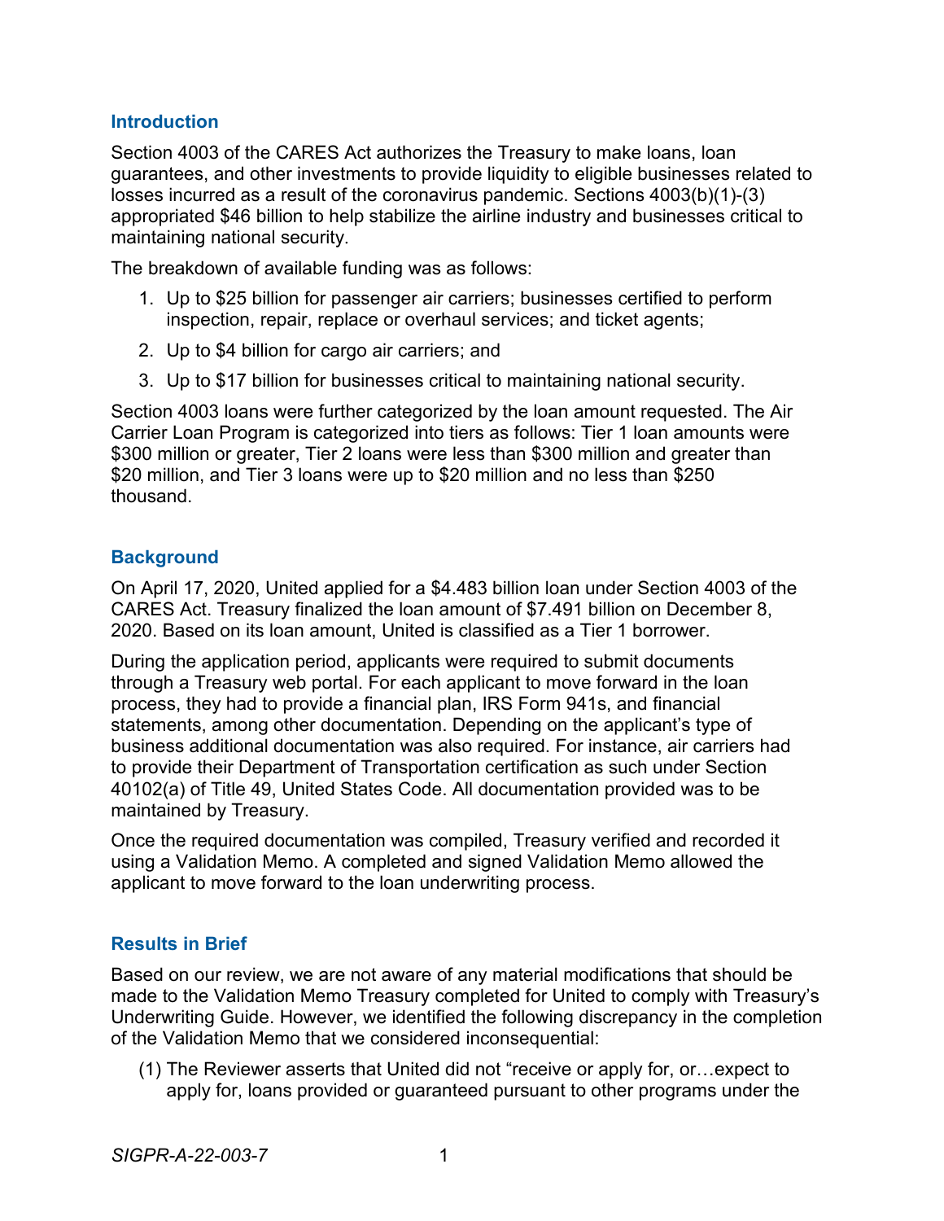## Introduction

Section 4003 of the CARES Act authorizes the Treasury to make loans, loan guarantees, and other investments to provide liquidity to eligible businesses related to losses incurred as a result of the coronavirus pandemic. Sections 4003(b)(1)-(3) appropriated $46 billion to help stabilize the airline industry and businesses critical to maintaining national security.

The breakdown of available funding was as follows:

1. Up to $25 billion for passenger air carriers; businesses certified to perform inspection, repair, replace or overhaul services; and ticket agents;
2. Up to $4 billion for cargo air carriers; and
3. Up to $17 billion for businesses critical to maintaining national security.

Section 4003 loans were further categorized by the loan amount requested. The Air Carrier Loan Program is categorized into tiers as follows: Tier 1 loan amounts were $300 million or greater, Tier 2 loans were less than $300 million and greater than $20 million, and Tier 3 loans were up to $20 million and no less than $250 thousand.

## Background

On April 17, 2020, United applied for a $4.483 billion loan under Section 4003 of the CARES Act. Treasury finalized the loan amount of $7.491 billion on December 8, 2020. Based on its loan amount, United is classified as a Tier 1 borrower.

During the application period, applicants were required to submit documents through a Treasury web portal. For each applicant to move forward in the loan process, they had to provide a financial plan, IRS Form 941s, and financial statements, among other documentation. Depending on the applicant's type of business additional documentation was also required. For instance, air carriers had to provide their Department of Transportation certification as such under Section 40102(a) of Title 49, United States Code. All documentation provided was to be maintained by Treasury.

Once the required documentation was compiled, Treasury verified and recorded it using a Validation Memo. A completed and signed Validation Memo allowed the applicant to move forward to the loan underwriting process.

## Results in Brief

Based on our review, we are not aware of any material modifications that should be made to the Validation Memo Treasury completed for United to comply with Treasury's Underwriting Guide. However, we identified the following discrepancy in the completion of the Validation Memo that we considered inconsequential:

(1) The Reviewer asserts that United did not "receive or apply for, or…expect to apply for, loans provided or guaranteed pursuant to other programs under the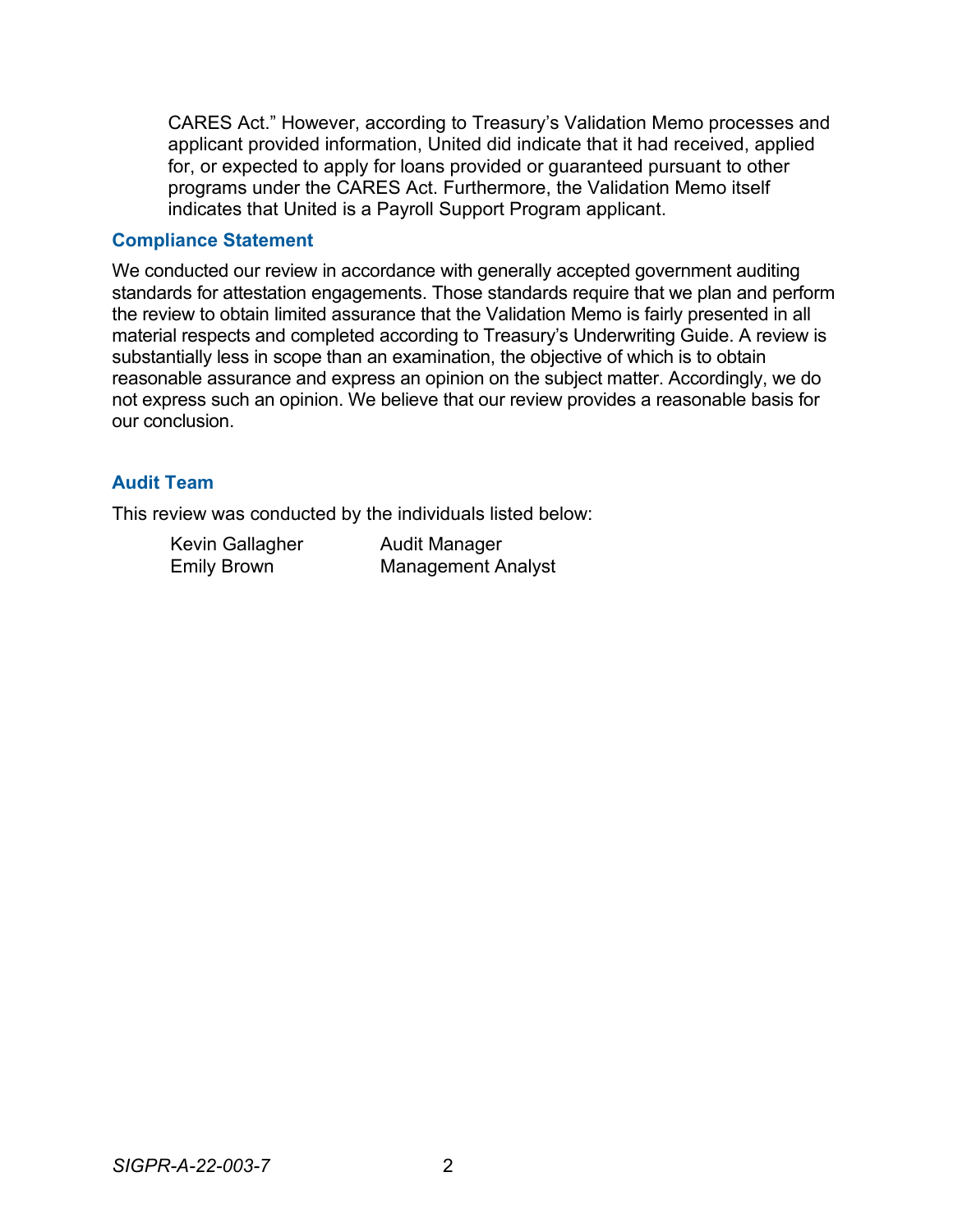CARES Act." However, according to Treasury's Validation Memo processes and applicant provided information, United did indicate that it had received, applied for, or expected to apply for loans provided or guaranteed pursuant to other programs under the CARES Act. Furthermore, the Validation Memo itself indicates that United is a Payroll Support Program applicant.

## Compliance Statement

We conducted our review in accordance with generally accepted government auditing standards for attestation engagements. Those standards require that we plan and perform the review to obtain limited assurance that the Validation Memo is fairly presented in all material respects and completed according to Treasury's Underwriting Guide. A review is substantially less in scope than an examination, the objective of which is to obtain reasonable assurance and express an opinion on the subject matter. Accordingly, we do not express such an opinion. We believe that our review provides a reasonable basis for our conclusion.

## Audit Team

This review was conducted by the individuals listed below:

| | |
|---|---|
| Kevin Gallagher | Audit Manager |
| Emily Brown | Management Analyst |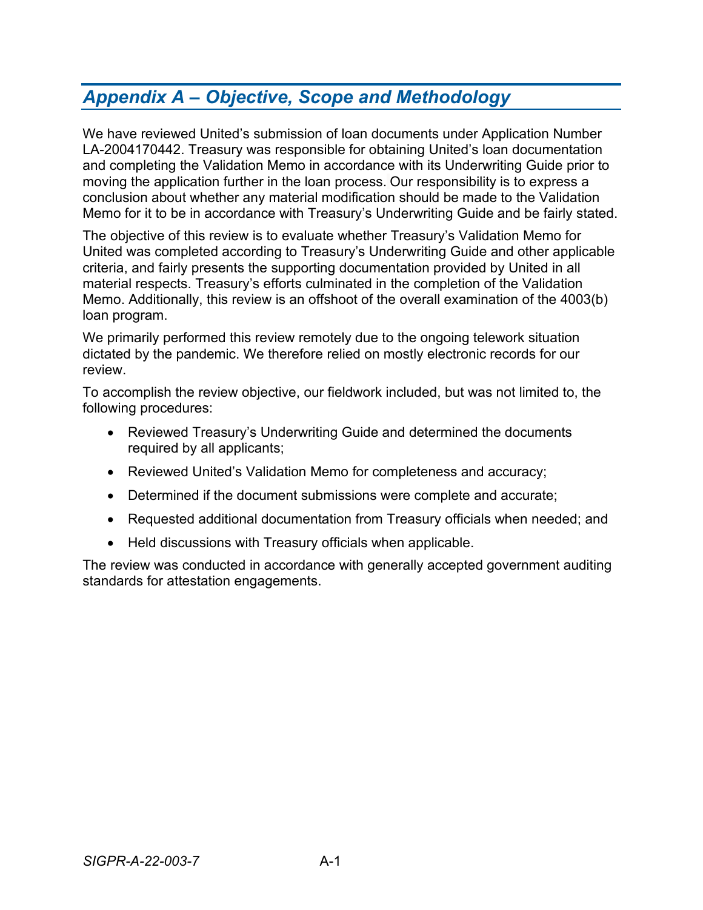# *Appendix A – Objective, Scope and Methodology*

We have reviewed United's submission of loan documents under Application Number LA-2004170442. Treasury was responsible for obtaining United's loan documentation and completing the Validation Memo in accordance with its Underwriting Guide prior to moving the application further in the loan process. Our responsibility is to express a conclusion about whether any material modification should be made to the Validation Memo for it to be in accordance with Treasury's Underwriting Guide and be fairly stated.

The objective of this review is to evaluate whether Treasury's Validation Memo for United was completed according to Treasury's Underwriting Guide and other applicable criteria, and fairly presents the supporting documentation provided by United in all material respects. Treasury's efforts culminated in the completion of the Validation Memo. Additionally, this review is an offshoot of the overall examination of the 4003(b) loan program.

We primarily performed this review remotely due to the ongoing telework situation dictated by the pandemic. We therefore relied on mostly electronic records for our review.

To accomplish the review objective, our fieldwork included, but was not limited to, the following procedures:

- Reviewed Treasury's Underwriting Guide and determined the documents required by all applicants;
- Reviewed United's Validation Memo for completeness and accuracy;
- Determined if the document submissions were complete and accurate;
- Requested additional documentation from Treasury officials when needed; and
- Held discussions with Treasury officials when applicable.

The review was conducted in accordance with generally accepted government auditing standards for attestation engagements.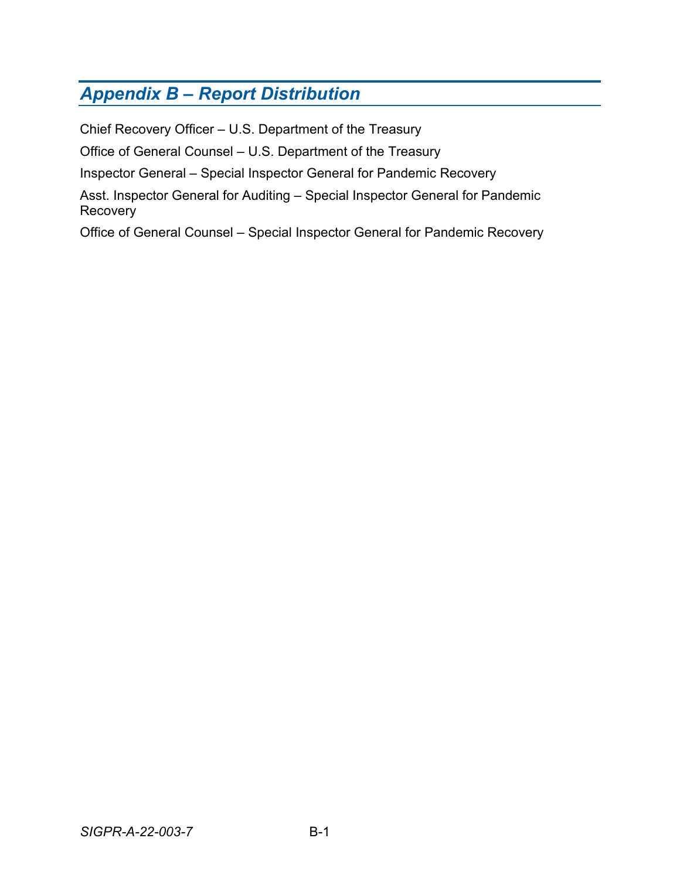## *Appendix B – Report Distribution*

Chief Recovery Officer – U.S. Department of the Treasury

Office of General Counsel – U.S. Department of the Treasury

Inspector General – Special Inspector General for Pandemic Recovery

Asst. Inspector General for Auditing – Special Inspector General for Pandemic Recovery

Office of General Counsel – Special Inspector General for Pandemic Recovery